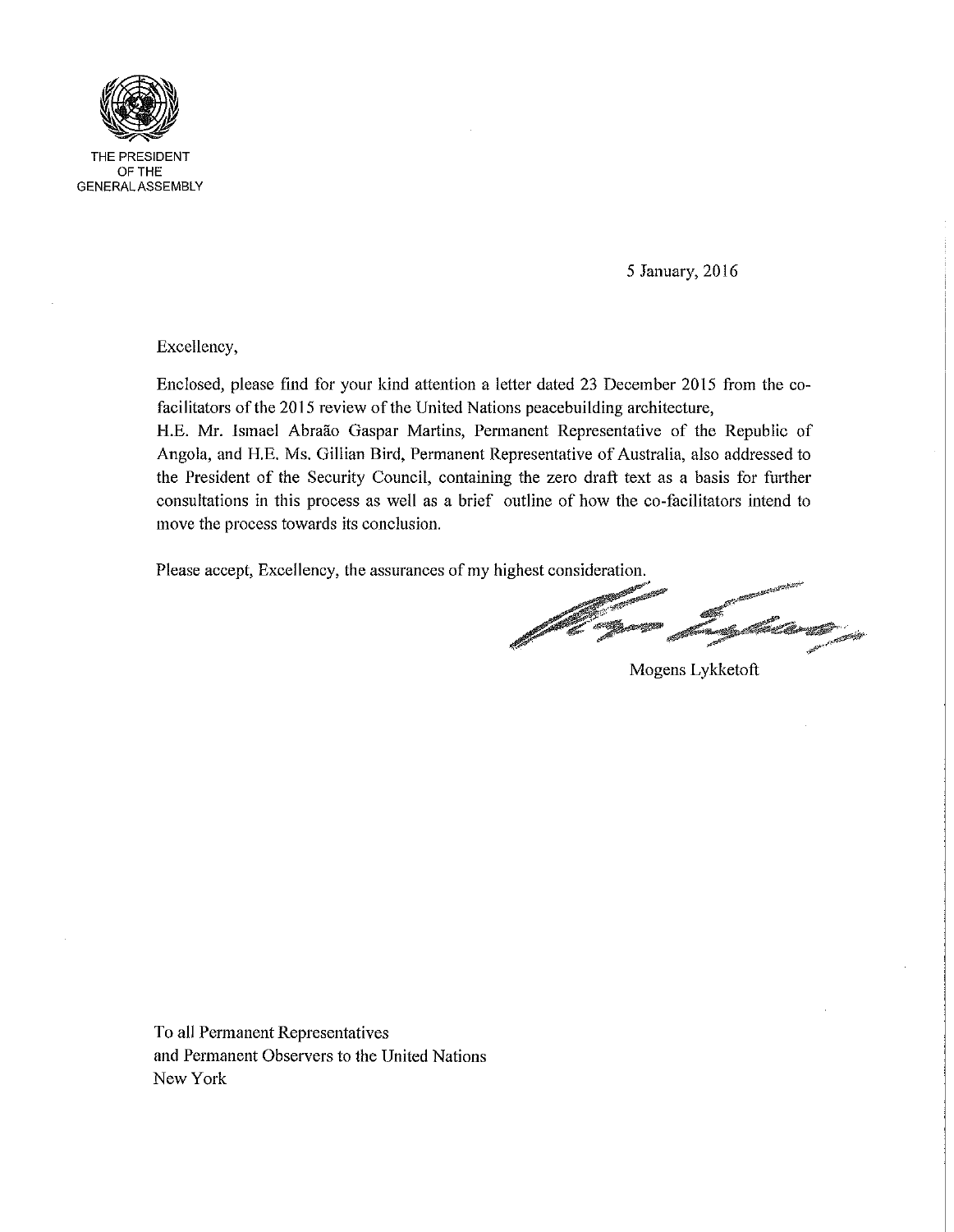THE PRESIDENT
OF THE
GENERAL ASSEMBLY

5 January, 2016

Excellency,

Enclosed, please find for your kind attention a letter dated 23 December 2015 from the co-facilitators of the 2015 review of the United Nations peacebuilding architecture, H.E. Mr. Ismael Abraão Gaspar Martins, Permanent Representative of the Republic of Angola, and H.E. Ms. Gillian Bird, Permanent Representative of Australia, also addressed to the President of the Security Council, containing the zero draft text as a basis for further consultations in this process as well as a brief outline of how the co-facilitators intend to move the process towards its conclusion.

Please accept, Excellency, the assurances of my highest consideration.

Mogens Lykketoft

To all Permanent Representatives
and Permanent Observers to the United Nations
New York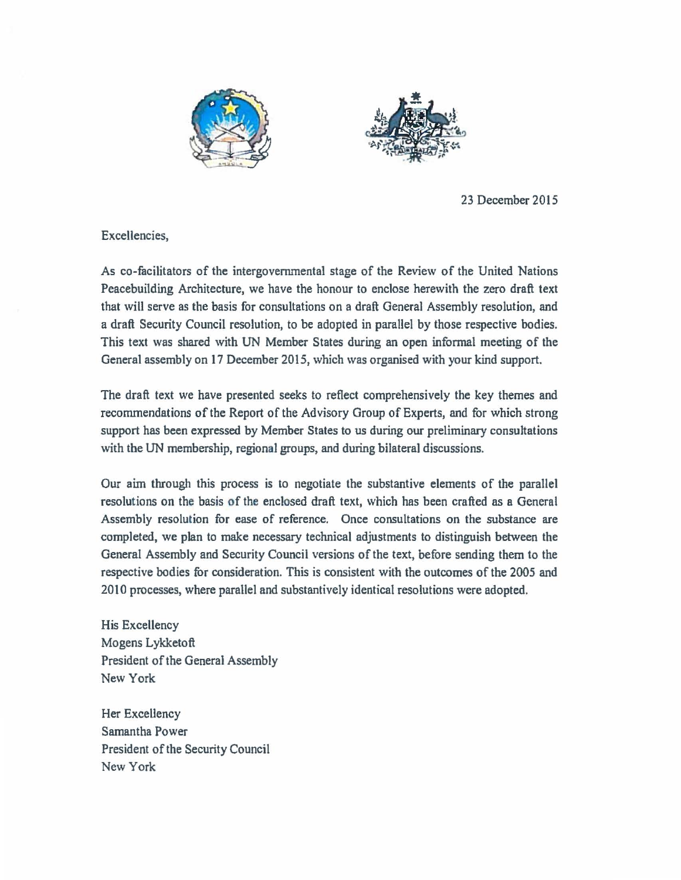23 December 2015

Excellencies,

As co-facilitators of the intergovernmental stage of the Review of the United Nations Peacebuilding Architecture, we have the honour to enclose herewith the zero draft text that will serve as the basis for consultations on a draft General Assembly resolution, and a draft Security Council resolution, to be adopted in parallel by those respective bodies. This text was shared with UN Member States during an open informal meeting of the General assembly on 17 December 2015, which was organised with your kind support.

The draft text we have presented seeks to reflect comprehensively the key themes and recommendations of the Report of the Advisory Group of Experts, and for which strong support has been expressed by Member States to us during our preliminary consultations with the UN membership, regional groups, and during bilateral discussions.

Our aim through this process is to negotiate the substantive elements of the parallel resolutions on the basis of the enclosed draft text, which has been crafted as a General Assembly resolution for ease of reference. Once consultations on the substance are completed, we plan to make necessary technical adjustments to distinguish between the General Assembly and Security Council versions of the text, before sending them to the respective bodies for consideration. This is consistent with the outcomes of the 2005 and 2010 processes, where parallel and substantively identical resolutions were adopted.

His Excellency  
Mogens Lykketoft  
President of the General Assembly  
New York

Her Excellency  
Samantha Power  
President of the Security Council  
New York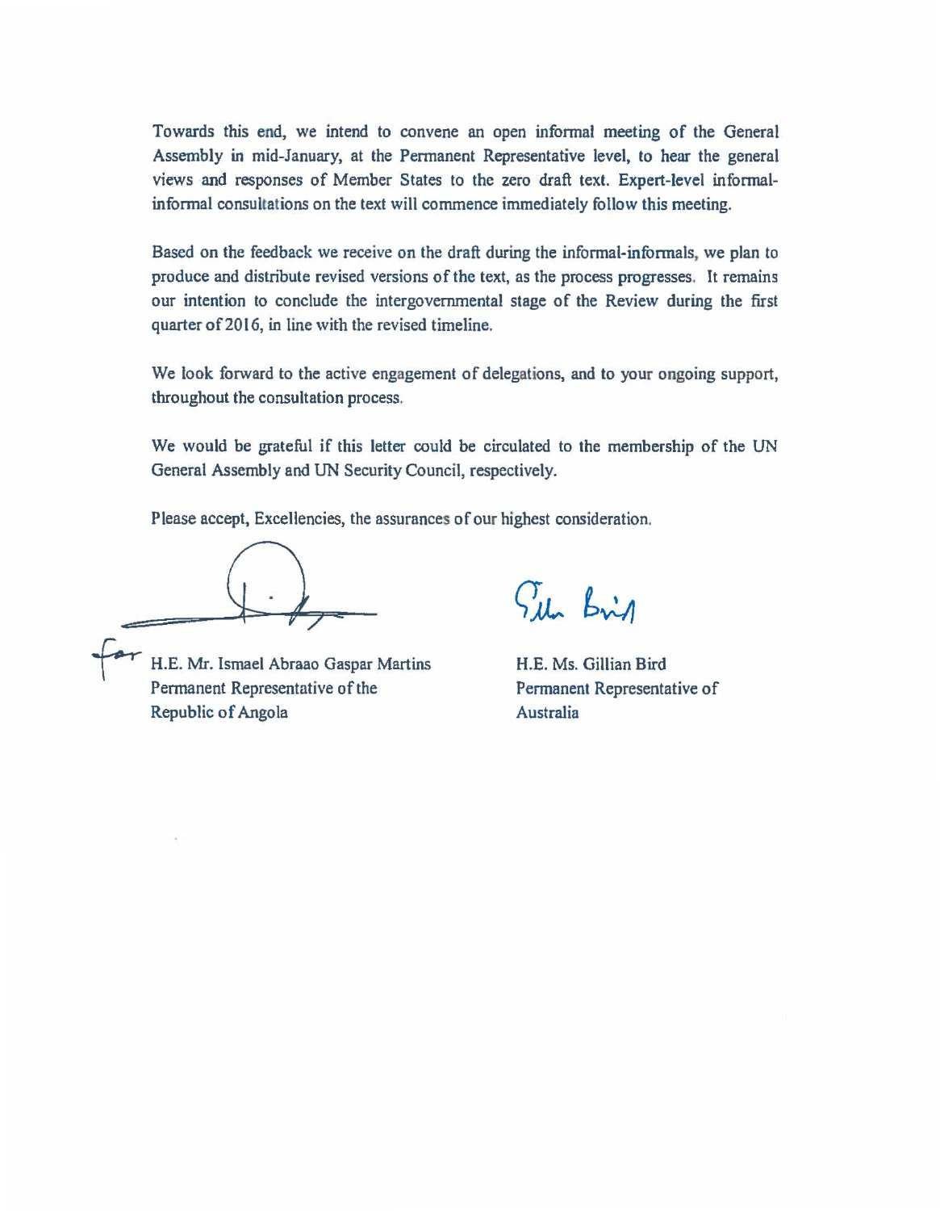Towards this end, we intend to convene an open informal meeting of the General Assembly in mid-January, at the Permanent Representative level, to hear the general views and responses of Member States to the zero draft text. Expert-level informal-informal consultations on the text will commence immediately follow this meeting.

Based on the feedback we receive on the draft during the informal-informals, we plan to produce and distribute revised versions of the text, as the process progresses. It remains our intention to conclude the intergovernmental stage of the Review during the first quarter of 2016, in line with the revised timeline.

We look forward to the active engagement of delegations, and to your ongoing support, throughout the consultation process.

We would be grateful if this letter could be circulated to the membership of the UN General Assembly and UN Security Council, respectively.

Please accept, Excellencies, the assurances of our highest consideration.

for H.E. Mr. Ismael Abraao Gaspar Martins
Permanent Representative of the
Republic of Angola

H.E. Ms. Gillian Bird
Permanent Representative of
Australia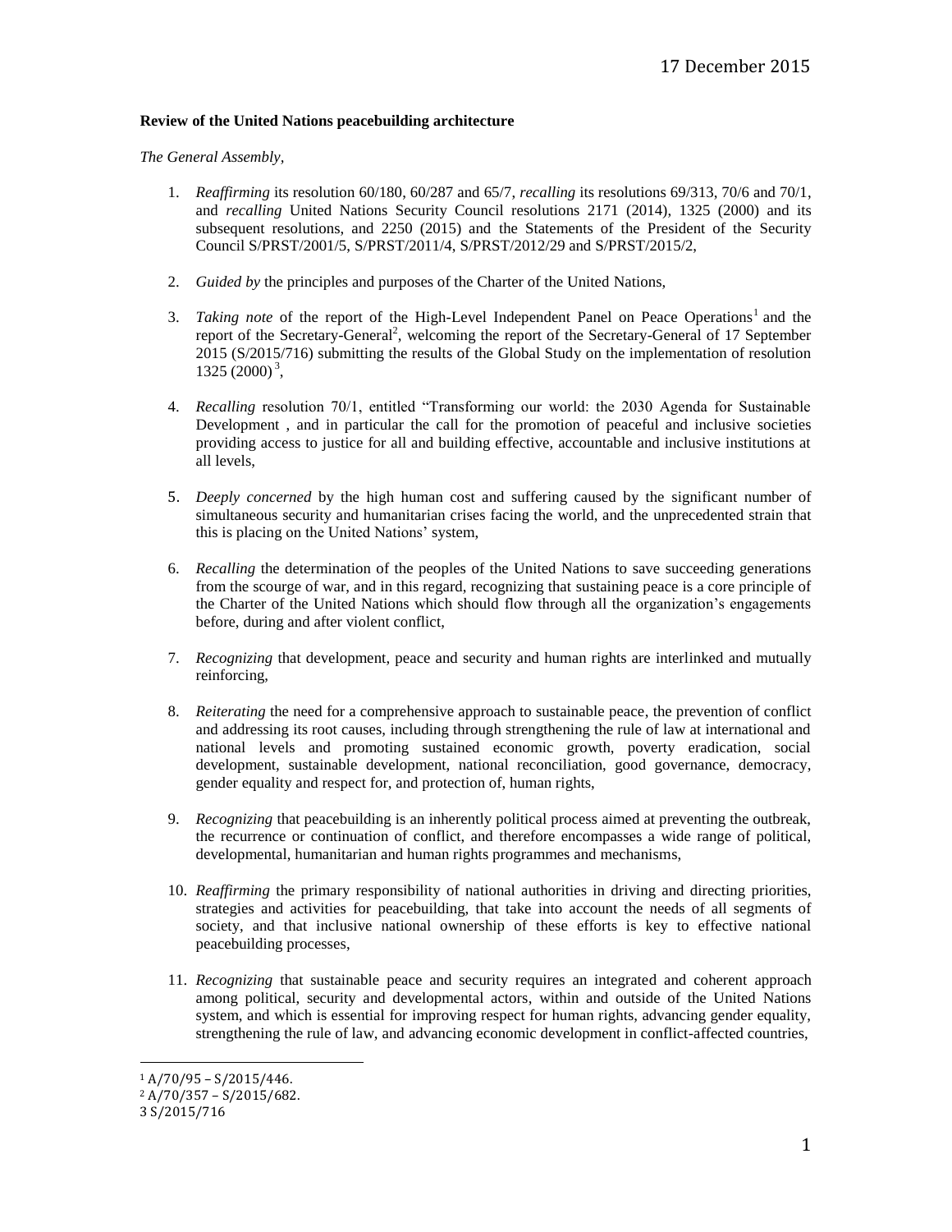17 December 2015

**Review of the United Nations peacebuilding architecture**

*The General Assembly,*

1. *Reaffirming* its resolution 60/180, 60/287 and 65/7, *recalling* its resolutions 69/313, 70/6 and 70/1, and *recalling* United Nations Security Council resolutions 2171 (2014), 1325 (2000) and its subsequent resolutions, and 2250 (2015) and the Statements of the President of the Security Council S/PRST/2001/5, S/PRST/2011/4, S/PRST/2012/29 and S/PRST/2015/2,

2. *Guided by* the principles and purposes of the Charter of the United Nations,

3. *Taking note* of the report of the High-Level Independent Panel on Peace Operations[1] and the report of the Secretary-General[2], welcoming the report of the Secretary-General of 17 September 2015 (S/2015/716) submitting the results of the Global Study on the implementation of resolution 1325 (2000)[3],

4. *Recalling* resolution 70/1, entitled "Transforming our world: the 2030 Agenda for Sustainable Development , and in particular the call for the promotion of peaceful and inclusive societies providing access to justice for all and building effective, accountable and inclusive institutions at all levels,

5. *Deeply concerned* by the high human cost and suffering caused by the significant number of simultaneous security and humanitarian crises facing the world, and the unprecedented strain that this is placing on the United Nations' system,

6. *Recalling* the determination of the peoples of the United Nations to save succeeding generations from the scourge of war, and in this regard, recognizing that sustaining peace is a core principle of the Charter of the United Nations which should flow through all the organization's engagements before, during and after violent conflict,

7. *Recognizing* that development, peace and security and human rights are interlinked and mutually reinforcing,

8. *Reiterating* the need for a comprehensive approach to sustainable peace, the prevention of conflict and addressing its root causes, including through strengthening the rule of law at international and national levels and promoting sustained economic growth, poverty eradication, social development, sustainable development, national reconciliation, good governance, democracy, gender equality and respect for, and protection of, human rights,

9. *Recognizing* that peacebuilding is an inherently political process aimed at preventing the outbreak, the recurrence or continuation of conflict, and therefore encompasses a wide range of political, developmental, humanitarian and human rights programmes and mechanisms,

10. *Reaffirming* the primary responsibility of national authorities in driving and directing priorities, strategies and activities for peacebuilding, that take into account the needs of all segments of society, and that inclusive national ownership of these efforts is key to effective national peacebuilding processes,

11. *Recognizing* that sustainable peace and security requires an integrated and coherent approach among political, security and developmental actors, within and outside of the United Nations system, and which is essential for improving respect for human rights, advancing gender equality, strengthening the rule of law, and advancing economic development in conflict-affected countries,

---

[1] A/70/95 – S/2015/446.
[2] A/70/357 – S/2015/682.
[3] S/2015/716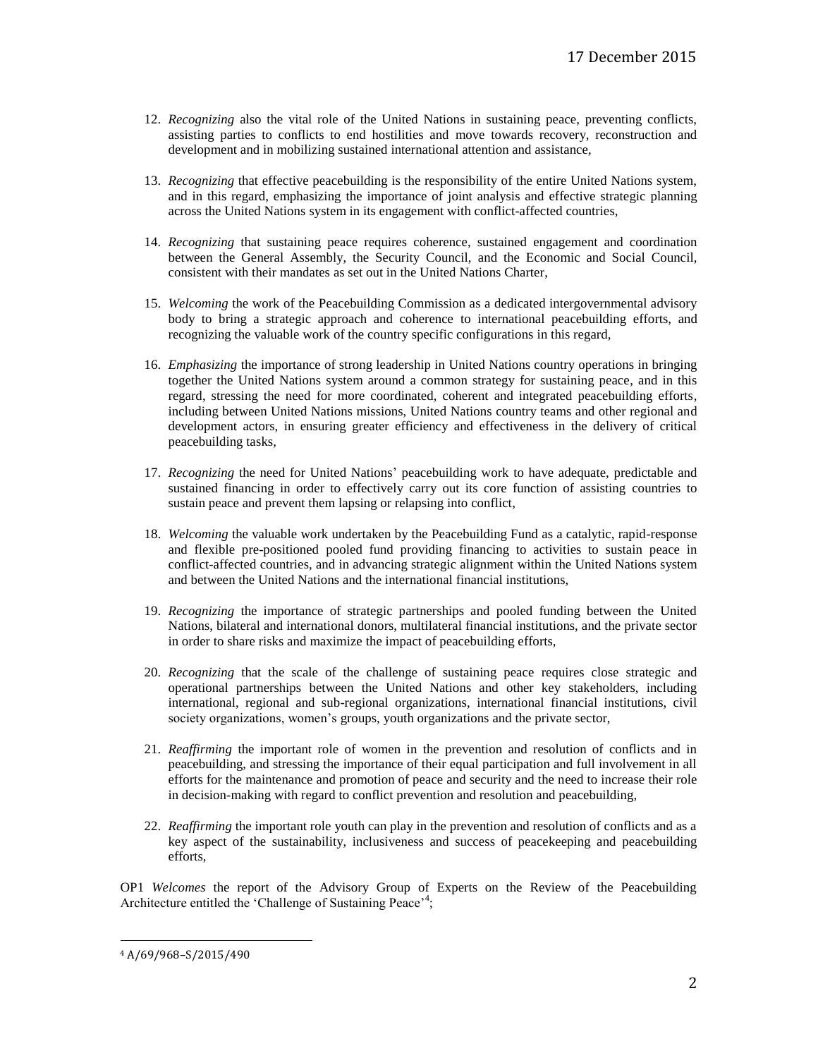12. *Recognizing* also the vital role of the United Nations in sustaining peace, preventing conflicts, assisting parties to conflicts to end hostilities and move towards recovery, reconstruction and development and in mobilizing sustained international attention and assistance,

13. *Recognizing* that effective peacebuilding is the responsibility of the entire United Nations system, and in this regard, emphasizing the importance of joint analysis and effective strategic planning across the United Nations system in its engagement with conflict-affected countries,

14. *Recognizing* that sustaining peace requires coherence, sustained engagement and coordination between the General Assembly, the Security Council, and the Economic and Social Council, consistent with their mandates as set out in the United Nations Charter,

15. *Welcoming* the work of the Peacebuilding Commission as a dedicated intergovernmental advisory body to bring a strategic approach and coherence to international peacebuilding efforts, and recognizing the valuable work of the country specific configurations in this regard,

16. *Emphasizing* the importance of strong leadership in United Nations country operations in bringing together the United Nations system around a common strategy for sustaining peace, and in this regard, stressing the need for more coordinated, coherent and integrated peacebuilding efforts, including between United Nations missions, United Nations country teams and other regional and development actors, in ensuring greater efficiency and effectiveness in the delivery of critical peacebuilding tasks,

17. *Recognizing* the need for United Nations' peacebuilding work to have adequate, predictable and sustained financing in order to effectively carry out its core function of assisting countries to sustain peace and prevent them lapsing or relapsing into conflict,

18. *Welcoming* the valuable work undertaken by the Peacebuilding Fund as a catalytic, rapid-response and flexible pre-positioned pooled fund providing financing to activities to sustain peace in conflict-affected countries, and in advancing strategic alignment within the United Nations system and between the United Nations and the international financial institutions,

19. *Recognizing* the importance of strategic partnerships and pooled funding between the United Nations, bilateral and international donors, multilateral financial institutions, and the private sector in order to share risks and maximize the impact of peacebuilding efforts,

20. *Recognizing* that the scale of the challenge of sustaining peace requires close strategic and operational partnerships between the United Nations and other key stakeholders, including international, regional and sub-regional organizations, international financial institutions, civil society organizations, women's groups, youth organizations and the private sector,

21. *Reaffirming* the important role of women in the prevention and resolution of conflicts and in peacebuilding, and stressing the importance of their equal participation and full involvement in all efforts for the maintenance and promotion of peace and security and the need to increase their role in decision-making with regard to conflict prevention and resolution and peacebuilding,

22. *Reaffirming* the important role youth can play in the prevention and resolution of conflicts and as a key aspect of the sustainability, inclusiveness and success of peacekeeping and peacebuilding efforts,

OP1 *Welcomes* the report of the Advisory Group of Experts on the Review of the Peacebuilding Architecture entitled the 'Challenge of Sustaining Peace'[4];

---

[4] A/69/968–S/2015/490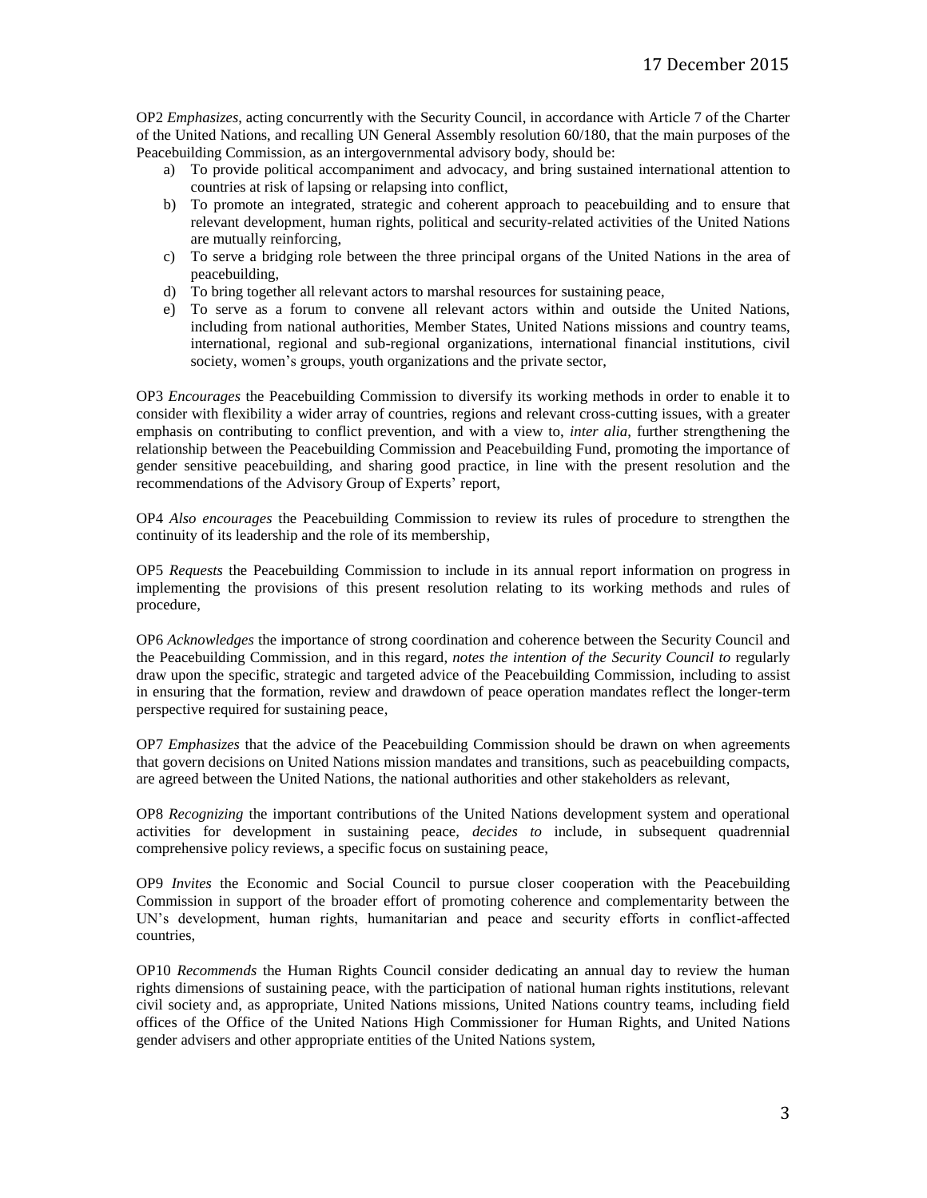OP2 *Emphasizes*, acting concurrently with the Security Council, in accordance with Article 7 of the Charter of the United Nations, and recalling UN General Assembly resolution 60/180, that the main purposes of the Peacebuilding Commission, as an intergovernmental advisory body, should be:

a) To provide political accompaniment and advocacy, and bring sustained international attention to countries at risk of lapsing or relapsing into conflict,
b) To promote an integrated, strategic and coherent approach to peacebuilding and to ensure that relevant development, human rights, political and security-related activities of the United Nations are mutually reinforcing,
c) To serve a bridging role between the three principal organs of the United Nations in the area of peacebuilding,
d) To bring together all relevant actors to marshal resources for sustaining peace,
e) To serve as a forum to convene all relevant actors within and outside the United Nations, including from national authorities, Member States, United Nations missions and country teams, international, regional and sub-regional organizations, international financial institutions, civil society, women's groups, youth organizations and the private sector,

OP3 *Encourages* the Peacebuilding Commission to diversify its working methods in order to enable it to consider with flexibility a wider array of countries, regions and relevant cross-cutting issues, with a greater emphasis on contributing to conflict prevention, and with a view to, *inter alia*, further strengthening the relationship between the Peacebuilding Commission and Peacebuilding Fund, promoting the importance of gender sensitive peacebuilding, and sharing good practice, in line with the present resolution and the recommendations of the Advisory Group of Experts' report,

OP4 *Also encourages* the Peacebuilding Commission to review its rules of procedure to strengthen the continuity of its leadership and the role of its membership,

OP5 *Requests* the Peacebuilding Commission to include in its annual report information on progress in implementing the provisions of this present resolution relating to its working methods and rules of procedure,

OP6 *Acknowledges* the importance of strong coordination and coherence between the Security Council and the Peacebuilding Commission, and in this regard, *notes the intention of the Security Council to* regularly draw upon the specific, strategic and targeted advice of the Peacebuilding Commission, including to assist in ensuring that the formation, review and drawdown of peace operation mandates reflect the longer-term perspective required for sustaining peace,

OP7 *Emphasizes* that the advice of the Peacebuilding Commission should be drawn on when agreements that govern decisions on United Nations mission mandates and transitions, such as peacebuilding compacts, are agreed between the United Nations, the national authorities and other stakeholders as relevant,

OP8 *Recognizing* the important contributions of the United Nations development system and operational activities for development in sustaining peace, *decides to* include, in subsequent quadrennial comprehensive policy reviews, a specific focus on sustaining peace,

OP9 *Invites* the Economic and Social Council to pursue closer cooperation with the Peacebuilding Commission in support of the broader effort of promoting coherence and complementarity between the UN's development, human rights, humanitarian and peace and security efforts in conflict-affected countries,

OP10 *Recommends* the Human Rights Council consider dedicating an annual day to review the human rights dimensions of sustaining peace, with the participation of national human rights institutions, relevant civil society and, as appropriate, United Nations missions, United Nations country teams, including field offices of the Office of the United Nations High Commissioner for Human Rights, and United Nations gender advisers and other appropriate entities of the United Nations system,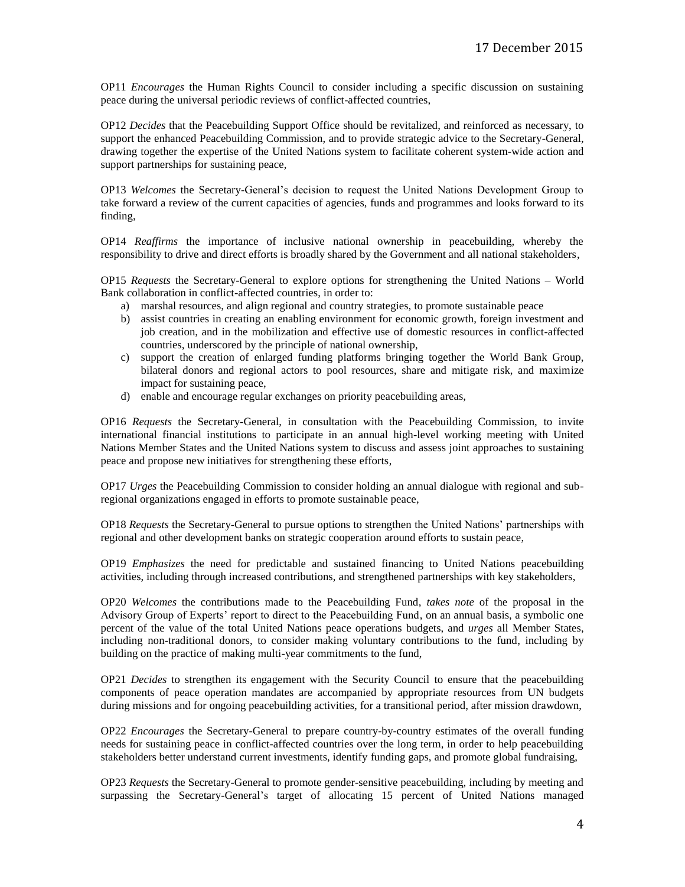OP11 *Encourages* the Human Rights Council to consider including a specific discussion on sustaining peace during the universal periodic reviews of conflict-affected countries,

OP12 *Decides* that the Peacebuilding Support Office should be revitalized, and reinforced as necessary, to support the enhanced Peacebuilding Commission, and to provide strategic advice to the Secretary-General, drawing together the expertise of the United Nations system to facilitate coherent system-wide action and support partnerships for sustaining peace,

OP13 *Welcomes* the Secretary-General's decision to request the United Nations Development Group to take forward a review of the current capacities of agencies, funds and programmes and looks forward to its finding,

OP14 *Reaffirms* the importance of inclusive national ownership in peacebuilding, whereby the responsibility to drive and direct efforts is broadly shared by the Government and all national stakeholders,

OP15 *Requests* the Secretary-General to explore options for strengthening the United Nations – World Bank collaboration in conflict-affected countries, in order to:

a) marshal resources, and align regional and country strategies, to promote sustainable peace
b) assist countries in creating an enabling environment for economic growth, foreign investment and job creation, and in the mobilization and effective use of domestic resources in conflict-affected countries, underscored by the principle of national ownership,
c) support the creation of enlarged funding platforms bringing together the World Bank Group, bilateral donors and regional actors to pool resources, share and mitigate risk, and maximize impact for sustaining peace,
d) enable and encourage regular exchanges on priority peacebuilding areas,

OP16 *Requests* the Secretary-General, in consultation with the Peacebuilding Commission, to invite international financial institutions to participate in an annual high-level working meeting with United Nations Member States and the United Nations system to discuss and assess joint approaches to sustaining peace and propose new initiatives for strengthening these efforts,

OP17 *Urges* the Peacebuilding Commission to consider holding an annual dialogue with regional and sub-regional organizations engaged in efforts to promote sustainable peace,

OP18 *Requests* the Secretary-General to pursue options to strengthen the United Nations' partnerships with regional and other development banks on strategic cooperation around efforts to sustain peace,

OP19 *Emphasizes* the need for predictable and sustained financing to United Nations peacebuilding activities, including through increased contributions, and strengthened partnerships with key stakeholders,

OP20 *Welcomes* the contributions made to the Peacebuilding Fund, *takes note* of the proposal in the Advisory Group of Experts' report to direct to the Peacebuilding Fund, on an annual basis, a symbolic one percent of the value of the total United Nations peace operations budgets, and *urges* all Member States, including non-traditional donors, to consider making voluntary contributions to the fund, including by building on the practice of making multi-year commitments to the fund,

OP21 *Decides* to strengthen its engagement with the Security Council to ensure that the peacebuilding components of peace operation mandates are accompanied by appropriate resources from UN budgets during missions and for ongoing peacebuilding activities, for a transitional period, after mission drawdown,

OP22 *Encourages* the Secretary-General to prepare country-by-country estimates of the overall funding needs for sustaining peace in conflict-affected countries over the long term, in order to help peacebuilding stakeholders better understand current investments, identify funding gaps, and promote global fundraising,

OP23 *Requests* the Secretary-General to promote gender-sensitive peacebuilding, including by meeting and surpassing the Secretary-General's target of allocating 15 percent of United Nations managed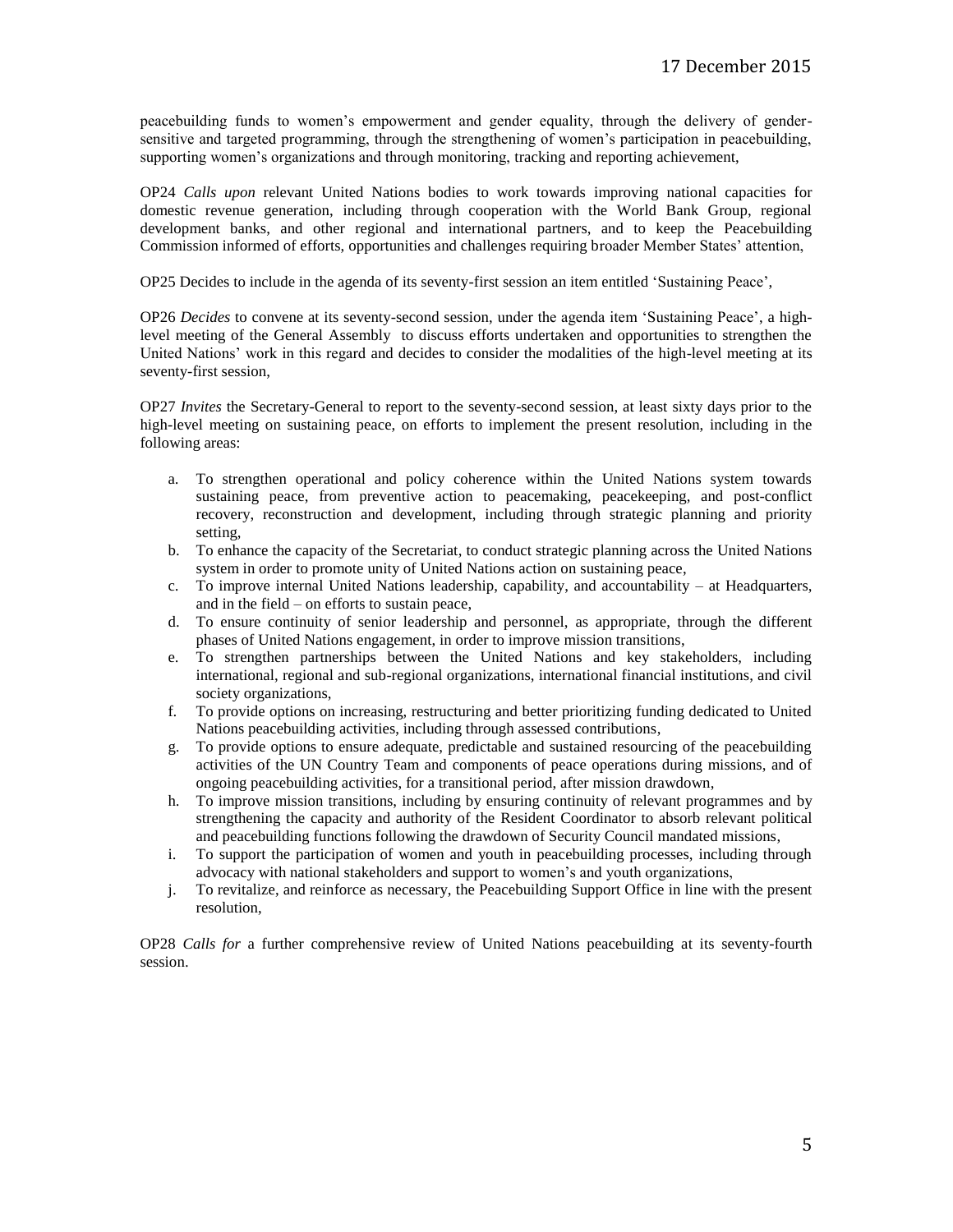peacebuilding funds to women's empowerment and gender equality, through the delivery of gender-sensitive and targeted programming, through the strengthening of women's participation in peacebuilding, supporting women's organizations and through monitoring, tracking and reporting achievement,

OP24 *Calls upon* relevant United Nations bodies to work towards improving national capacities for domestic revenue generation, including through cooperation with the World Bank Group, regional development banks, and other regional and international partners, and to keep the Peacebuilding Commission informed of efforts, opportunities and challenges requiring broader Member States' attention,

OP25 Decides to include in the agenda of its seventy-first session an item entitled 'Sustaining Peace',

OP26 *Decides* to convene at its seventy-second session, under the agenda item 'Sustaining Peace', a high-level meeting of the General Assembly to discuss efforts undertaken and opportunities to strengthen the United Nations' work in this regard and decides to consider the modalities of the high-level meeting at its seventy-first session,

OP27 *Invites* the Secretary-General to report to the seventy-second session, at least sixty days prior to the high-level meeting on sustaining peace, on efforts to implement the present resolution, including in the following areas:

a. To strengthen operational and policy coherence within the United Nations system towards sustaining peace, from preventive action to peacemaking, peacekeeping, and post-conflict recovery, reconstruction and development, including through strategic planning and priority setting,
b. To enhance the capacity of the Secretariat, to conduct strategic planning across the United Nations system in order to promote unity of United Nations action on sustaining peace,
c. To improve internal United Nations leadership, capability, and accountability – at Headquarters, and in the field – on efforts to sustain peace,
d. To ensure continuity of senior leadership and personnel, as appropriate, through the different phases of United Nations engagement, in order to improve mission transitions,
e. To strengthen partnerships between the United Nations and key stakeholders, including international, regional and sub-regional organizations, international financial institutions, and civil society organizations,
f. To provide options on increasing, restructuring and better prioritizing funding dedicated to United Nations peacebuilding activities, including through assessed contributions,
g. To provide options to ensure adequate, predictable and sustained resourcing of the peacebuilding activities of the UN Country Team and components of peace operations during missions, and of ongoing peacebuilding activities, for a transitional period, after mission drawdown,
h. To improve mission transitions, including by ensuring continuity of relevant programmes and by strengthening the capacity and authority of the Resident Coordinator to absorb relevant political and peacebuilding functions following the drawdown of Security Council mandated missions,
i. To support the participation of women and youth in peacebuilding processes, including through advocacy with national stakeholders and support to women's and youth organizations,
j. To revitalize, and reinforce as necessary, the Peacebuilding Support Office in line with the present resolution,

OP28 *Calls for* a further comprehensive review of United Nations peacebuilding at its seventy-fourth session.